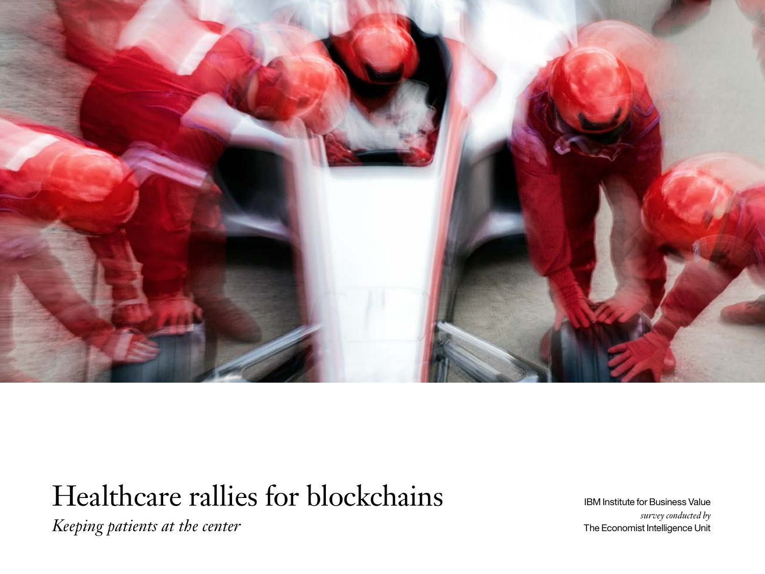# Healthcare rallies for blockchains

*Keeping patients at the center*

IBM Institute for Business Value
*survey conducted by*
The Economist Intelligence Unit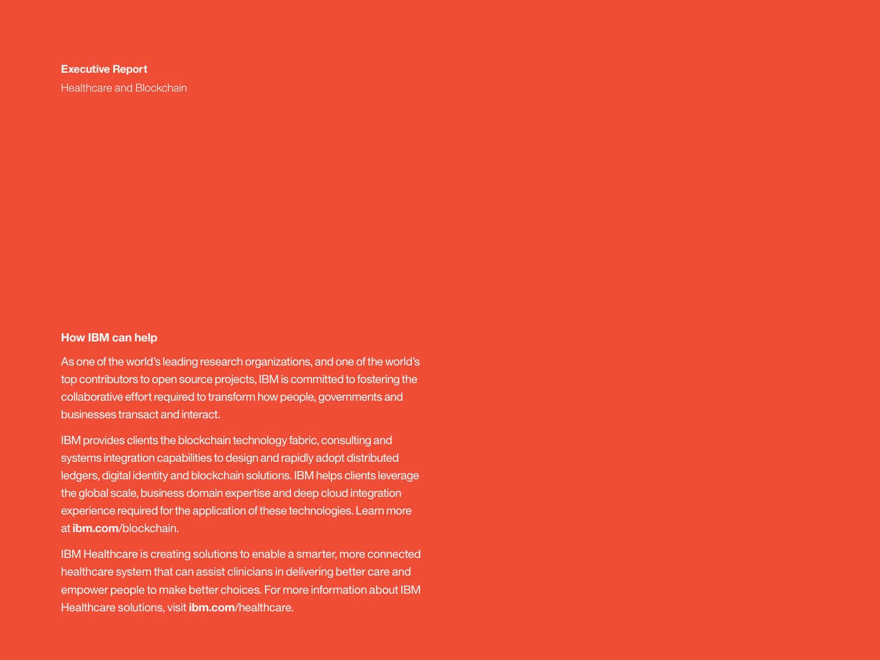**Executive Report**

Healthcare and Blockchain

## How IBM can help

As one of the world's leading research organizations, and one of the world's top contributors to open source projects, IBM is committed to fostering the collaborative effort required to transform how people, governments and businesses transact and interact.

IBM provides clients the blockchain technology fabric, consulting and systems integration capabilities to design and rapidly adopt distributed ledgers, digital identity and blockchain solutions. IBM helps clients leverage the global scale, business domain expertise and deep cloud integration experience required for the application of these technologies. Learn more at **ibm.com**/blockchain.

IBM Healthcare is creating solutions to enable a smarter, more connected healthcare system that can assist clinicians in delivering better care and empower people to make better choices. For more information about IBM Healthcare solutions, visit **ibm.com**/healthcare.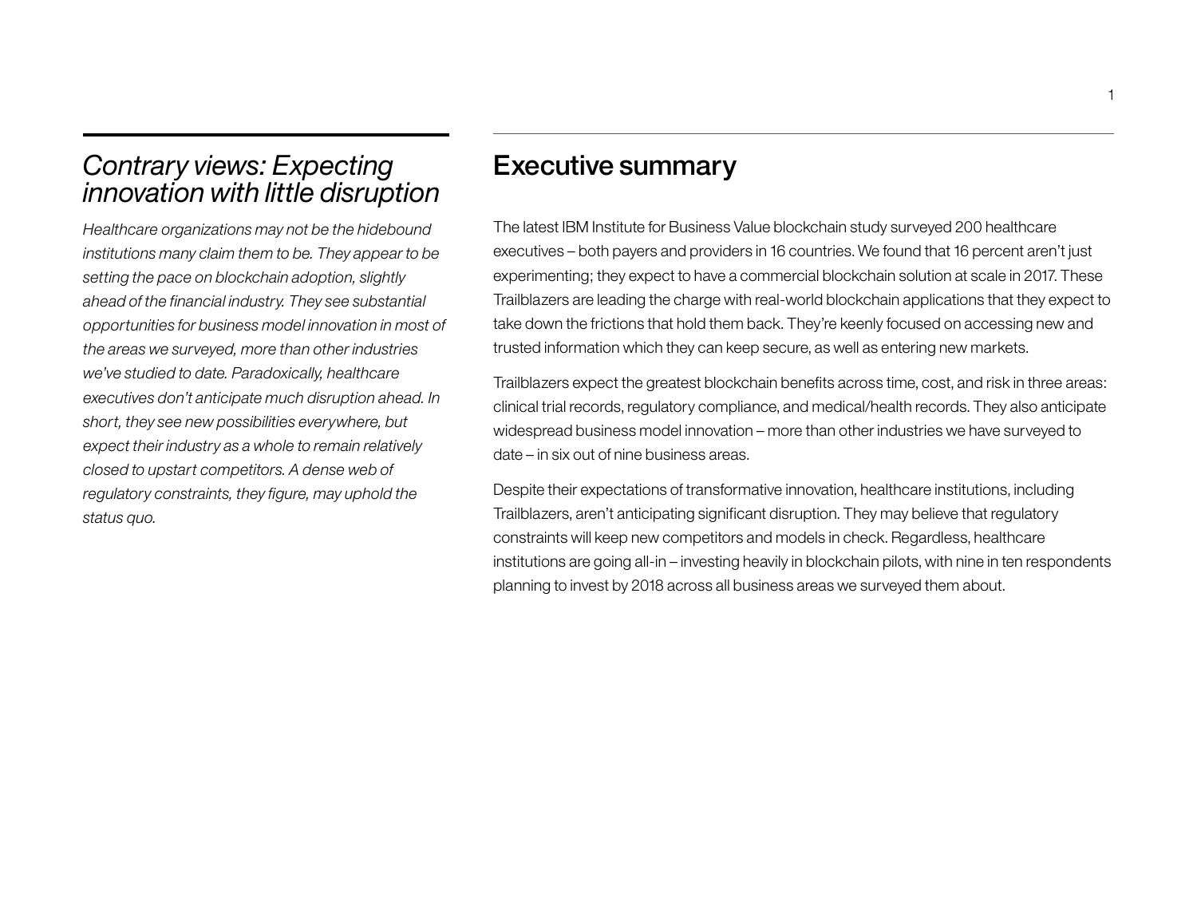## *Contrary views: Expecting innovation with little disruption*

*Healthcare organizations may not be the hidebound institutions many claim them to be. They appear to be setting the pace on blockchain adoption, slightly ahead of the financial industry. They see substantial opportunities for business model innovation in most of the areas we surveyed, more than other industries we've studied to date. Paradoxically, healthcare executives don't anticipate much disruption ahead. In short, they see new possibilities everywhere, but expect their industry as a whole to remain relatively closed to upstart competitors. A dense web of regulatory constraints, they figure, may uphold the status quo.*

## Executive summary

The latest IBM Institute for Business Value blockchain study surveyed 200 healthcare executives – both payers and providers in 16 countries. We found that 16 percent aren't just experimenting; they expect to have a commercial blockchain solution at scale in 2017. These Trailblazers are leading the charge with real-world blockchain applications that they expect to take down the frictions that hold them back. They're keenly focused on accessing new and trusted information which they can keep secure, as well as entering new markets.

Trailblazers expect the greatest blockchain benefits across time, cost, and risk in three areas: clinical trial records, regulatory compliance, and medical/health records. They also anticipate widespread business model innovation – more than other industries we have surveyed to date – in six out of nine business areas.

Despite their expectations of transformative innovation, healthcare institutions, including Trailblazers, aren't anticipating significant disruption. They may believe that regulatory constraints will keep new competitors and models in check. Regardless, healthcare institutions are going all-in – investing heavily in blockchain pilots, with nine in ten respondents planning to invest by 2018 across all business areas we surveyed them about.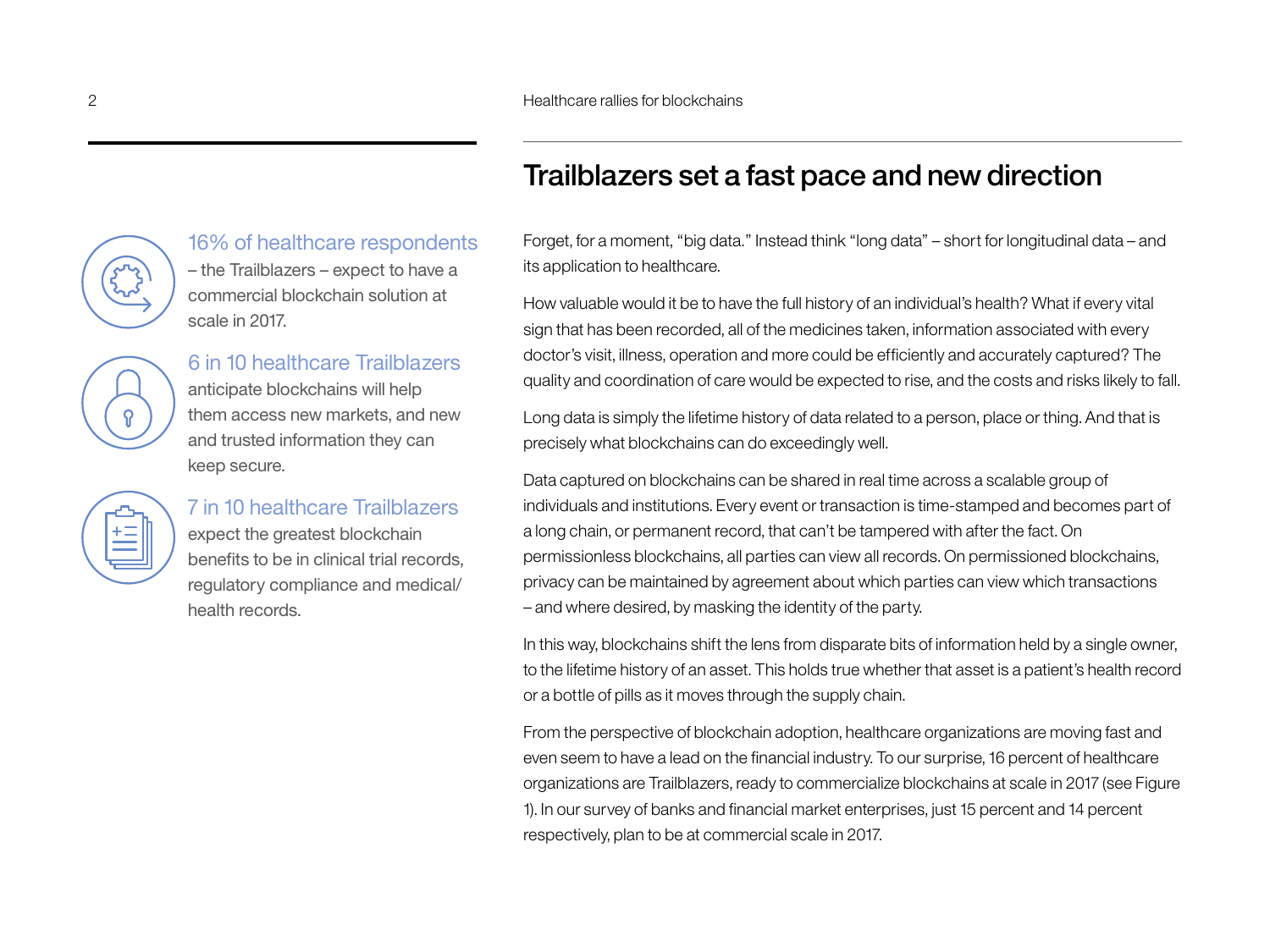## Trailblazers set a fast pace and new direction

16% of healthcare respondents – the Trailblazers – expect to have a commercial blockchain solution at scale in 2017.

6 in 10 healthcare Trailblazers anticipate blockchains will help them access new markets, and new and trusted information they can keep secure.

7 in 10 healthcare Trailblazers expect the greatest blockchain benefits to be in clinical trial records, regulatory compliance and medical/health records.

Forget, for a moment, "big data." Instead think "long data" – short for longitudinal data – and its application to healthcare.

How valuable would it be to have the full history of an individual's health? What if every vital sign that has been recorded, all of the medicines taken, information associated with every doctor's visit, illness, operation and more could be efficiently and accurately captured? The quality and coordination of care would be expected to rise, and the costs and risks likely to fall.

Long data is simply the lifetime history of data related to a person, place or thing. And that is precisely what blockchains can do exceedingly well.

Data captured on blockchains can be shared in real time across a scalable group of individuals and institutions. Every event or transaction is time-stamped and becomes part of a long chain, or permanent record, that can't be tampered with after the fact. On permissionless blockchains, all parties can view all records. On permissioned blockchains, privacy can be maintained by agreement about which parties can view which transactions – and where desired, by masking the identity of the party.

In this way, blockchains shift the lens from disparate bits of information held by a single owner, to the lifetime history of an asset. This holds true whether that asset is a patient's health record or a bottle of pills as it moves through the supply chain.

From the perspective of blockchain adoption, healthcare organizations are moving fast and even seem to have a lead on the financial industry. To our surprise, 16 percent of healthcare organizations are Trailblazers, ready to commercialize blockchains at scale in 2017 (see Figure 1). In our survey of banks and financial market enterprises, just 15 percent and 14 percent respectively, plan to be at commercial scale in 2017.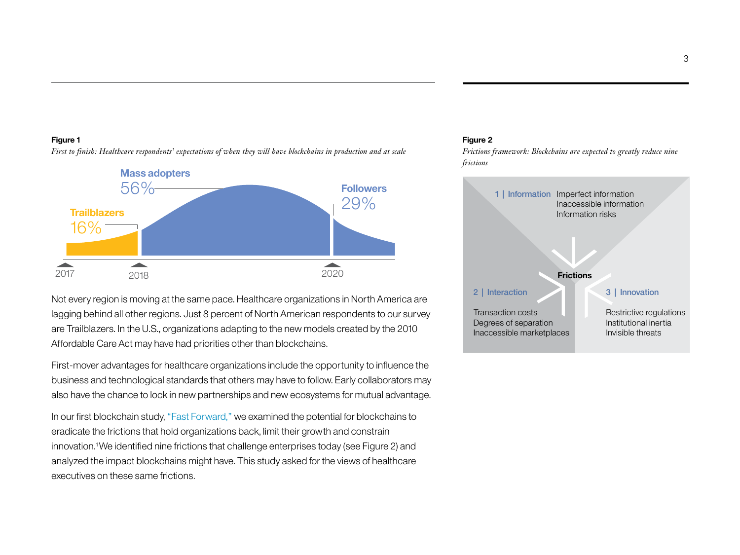**Figure 1**

*First to finish: Healthcare respondents' expectations of when they will have blockchains in production and at scale*

Trailblazers 16%
Mass adopters 56%
Followers 29%

2017 2018 2020

Not every region is moving at the same pace. Healthcare organizations in North America are lagging behind all other regions. Just 8 percent of North American respondents to our survey are Trailblazers. In the U.S., organizations adapting to the new models created by the 2010 Affordable Care Act may have had priorities other than blockchains.

First-mover advantages for healthcare organizations include the opportunity to influence the business and technological standards that others may have to follow. Early collaborators may also have the chance to lock in new partnerships and new ecosystems for mutual advantage.

In our first blockchain study, "Fast Forward," we examined the potential for blockchains to eradicate the frictions that hold organizations back, limit their growth and constrain innovation.[1] We identified nine frictions that challenge enterprises today (see Figure 2) and analyzed the impact blockchains might have. This study asked for the views of healthcare executives on these same frictions.

**Figure 2**

*Frictions framework: Blockchains are expected to greatly reduce nine frictions*

Frictions

1 | Information
- Imperfect information
- Inaccessible information
- Information risks

2 | Interaction
- Transaction costs
- Degrees of separation
- Inaccessible marketplaces

3 | Innovation
- Restrictive regulations
- Institutional inertia
- Invisible threats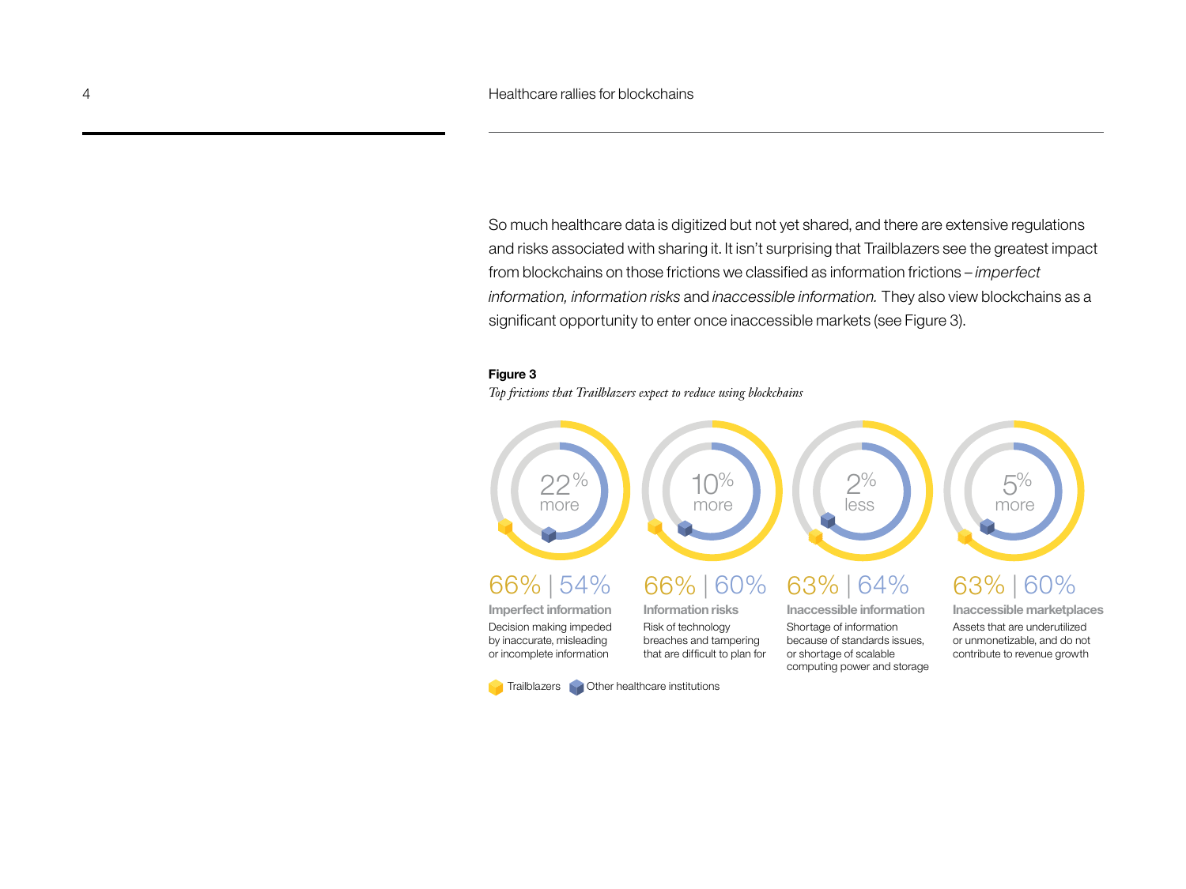So much healthcare data is digitized but not yet shared, and there are extensive regulations and risks associated with sharing it. It isn't surprising that Trailblazers see the greatest impact from blockchains on those frictions we classified as information frictions – *imperfect information, information risks* and *inaccessible information.* They also view blockchains as a significant opportunity to enter once inaccessible markets (see Figure 3).

**Figure 3**

*Top frictions that Trailblazers expect to reduce using blockchains*

22% more

**66% | 54%**

**Imperfect information**

Decision making impeded by inaccurate, misleading or incomplete information

10% more

**66% | 60%**

**Information risks**

Risk of technology breaches and tampering that are difficult to plan for

2% less

**63% | 64%**

**Inaccessible information**

Shortage of information because of standards issues, or shortage of scalable computing power and storage

5% more

**63% | 60%**

**Inaccessible marketplaces**

Assets that are underutilized or unmonetizable, and do not contribute to revenue growth

Trailblazers | Other healthcare institutions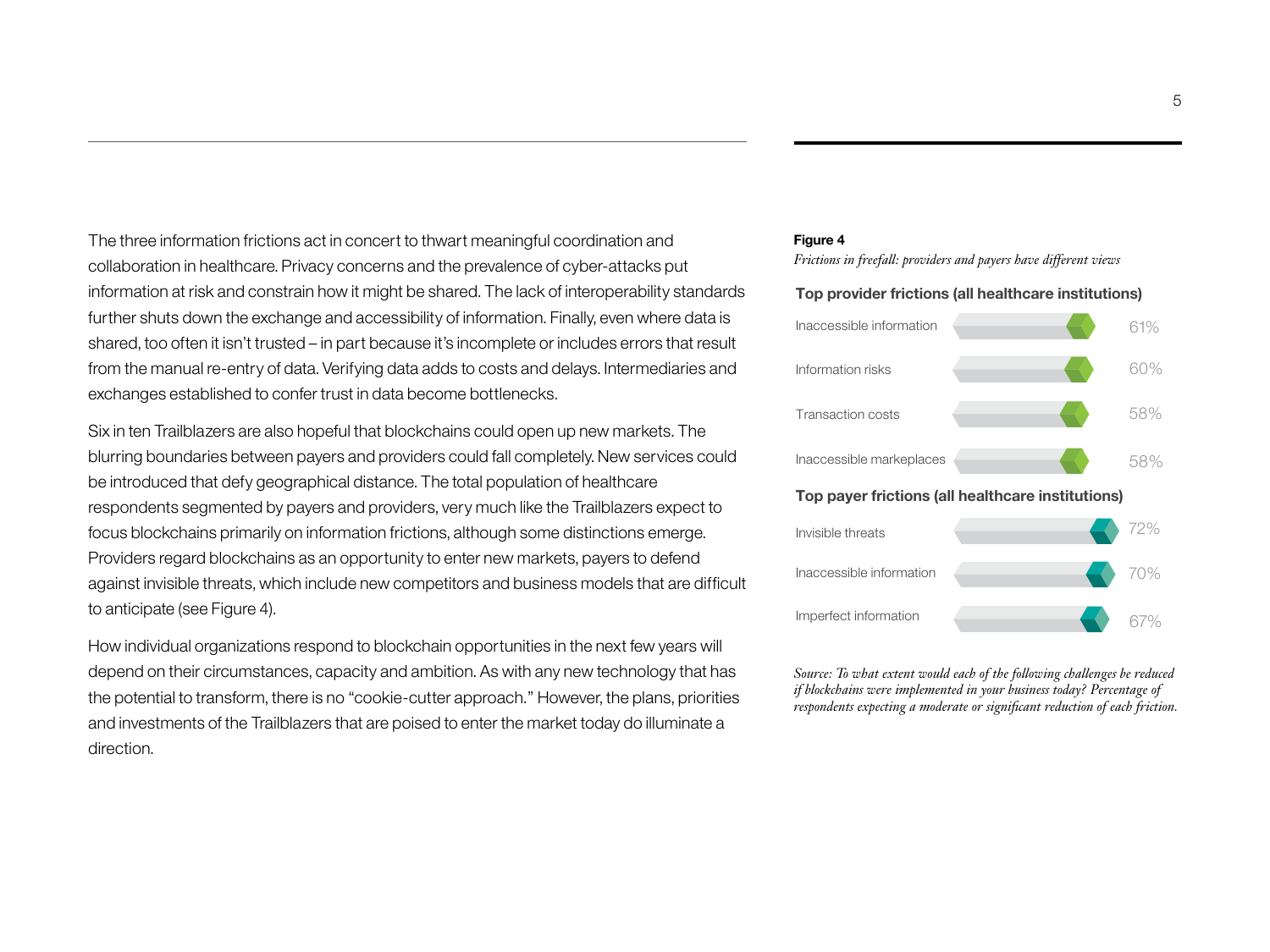The three information frictions act in concert to thwart meaningful coordination and collaboration in healthcare. Privacy concerns and the prevalence of cyber-attacks put information at risk and constrain how it might be shared. The lack of interoperability standards further shuts down the exchange and accessibility of information. Finally, even where data is shared, too often it isn't trusted – in part because it's incomplete or includes errors that result from the manual re-entry of data. Verifying data adds to costs and delays. Intermediaries and exchanges established to confer trust in data become bottlenecks.

Six in ten Trailblazers are also hopeful that blockchains could open up new markets. The blurring boundaries between payers and providers could fall completely. New services could be introduced that defy geographical distance. The total population of healthcare respondents segmented by payers and providers, very much like the Trailblazers expect to focus blockchains primarily on information frictions, although some distinctions emerge. Providers regard blockchains as an opportunity to enter new markets, payers to defend against invisible threats, which include new competitors and business models that are difficult to anticipate (see Figure 4).

How individual organizations respond to blockchain opportunities in the next few years will depend on their circumstances, capacity and ambition. As with any new technology that has the potential to transform, there is no "cookie-cutter approach." However, the plans, priorities and investments of the Trailblazers that are poised to enter the market today do illuminate a direction.

**Figure 4**

*Frictions in freefall: providers and payers have different views*

**Top provider frictions (all healthcare institutions)**

| Friction | Percentage |
|---|---|
| Inaccessible information | 61% |
| Information risks | 60% |
| Transaction costs | 58% |
| Inaccessible markeplaces | 58% |

**Top payer frictions (all healthcare institutions)**

| Friction | Percentage |
|---|---|
| Invisible threats | 72% |
| Inaccessible information | 70% |
| Imperfect information | 67% |

*Source: To what extent would each of the following challenges be reduced if blockchains were implemented in your business today? Percentage of respondents expecting a moderate or significant reduction of each friction.*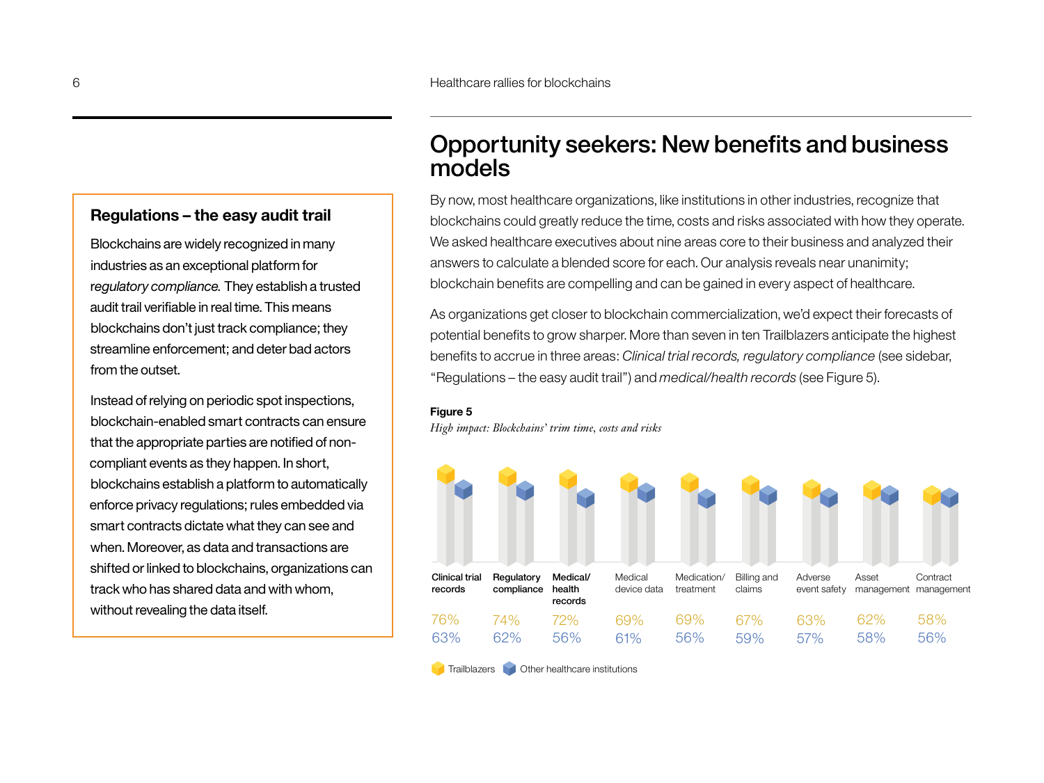## Regulations – the easy audit trail

Blockchains are widely recognized in many industries as an exceptional platform for *regulatory compliance.* They establish a trusted audit trail verifiable in real time. This means blockchains don't just track compliance; they streamline enforcement; and deter bad actors from the outset.

Instead of relying on periodic spot inspections, blockchain-enabled smart contracts can ensure that the appropriate parties are notified of non-compliant events as they happen. In short, blockchains establish a platform to automatically enforce privacy regulations; rules embedded via smart contracts dictate what they can see and when. Moreover, as data and transactions are shifted or linked to blockchains, organizations can track who has shared data and with whom, without revealing the data itself.

# Opportunity seekers: New benefits and business models

By now, most healthcare organizations, like institutions in other industries, recognize that blockchains could greatly reduce the time, costs and risks associated with how they operate. We asked healthcare executives about nine areas core to their business and analyzed their answers to calculate a blended score for each. Our analysis reveals near unanimity; blockchain benefits are compelling and can be gained in every aspect of healthcare.

As organizations get closer to blockchain commercialization, we'd expect their forecasts of potential benefits to grow sharper. More than seven in ten Trailblazers anticipate the highest benefits to accrue in three areas: *Clinical trial records, regulatory compliance* (see sidebar, "Regulations – the easy audit trail") and *medical/health records* (see Figure 5).

**Figure 5**

*High impact: Blockchains' trim time, costs and risks*

| | Clinical trial records | Regulatory compliance | Medical/ health records | Medical device data | Medication/ treatment | Billing and claims | Adverse event safety | Asset management | Contract management |
|---|---|---|---|---|---|---|---|---|---|
| Trailblazers | 76% | 74% | 72% | 69% | 69% | 67% | 63% | 62% | 58% |
| Other healthcare institutions | 63% | 62% | 56% | 61% | 56% | 59% | 57% | 58% | 56% |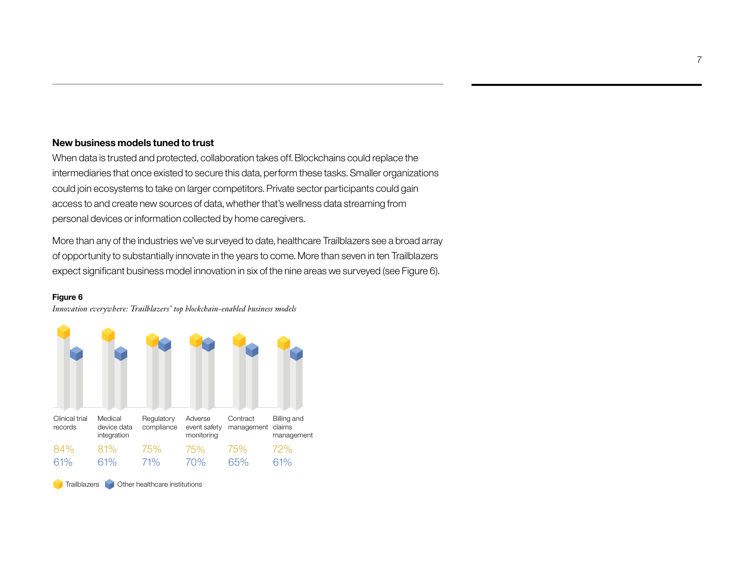### New business models tuned to trust

When data is trusted and protected, collaboration takes off. Blockchains could replace the intermediaries that once existed to secure this data, perform these tasks. Smaller organizations could join ecosystems to take on larger competitors. Private sector participants could gain access to and create new sources of data, whether that's wellness data streaming from personal devices or information collected by home caregivers.

More than any of the industries we've surveyed to date, healthcare Trailblazers see a broad array of opportunity to substantially innovate in the years to come. More than seven in ten Trailblazers expect significant business model innovation in six of the nine areas we surveyed (see Figure 6).

**Figure 6**

*Innovation everywhere: Trailblazers' top blockchain-enabled business models*

| | Clinical trial records | Medical device data integration | Regulatory compliance | Adverse event safety monitoring | Contract management | Billing and claims management |
|---|---|---|---|---|---|---|
| Trailblazers | 84% | 81% | 75% | 75% | 75% | 72% |
| Other healthcare institutions | 61% | 61% | 71% | 70% | 65% | 61% |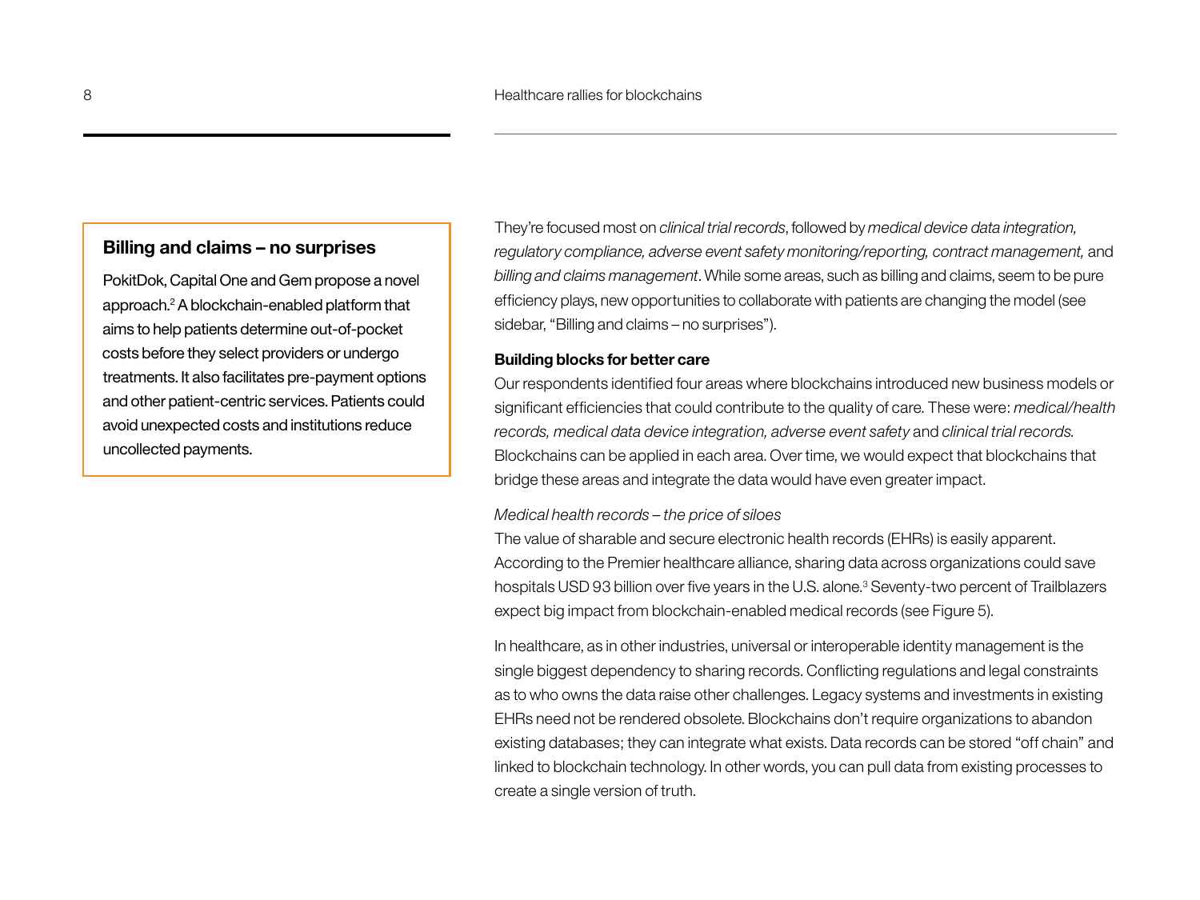## Billing and claims – no surprises

PokitDok, Capital One and Gem propose a novel approach.[2] A blockchain-enabled platform that aims to help patients determine out-of-pocket costs before they select providers or undergo treatments. It also facilitates pre-payment options and other patient-centric services. Patients could avoid unexpected costs and institutions reduce uncollected payments.

They're focused most on *clinical trial records*, followed by *medical device data integration, regulatory compliance, adverse event safety monitoring/reporting, contract management,* and *billing and claims management*. While some areas, such as billing and claims, seem to be pure efficiency plays, new opportunities to collaborate with patients are changing the model (see sidebar, "Billing and claims – no surprises").

**Building blocks for better care**

Our respondents identified four areas where blockchains introduced new business models or significant efficiencies that could contribute to the quality of care. These were: *medical/health records, medical data device integration, adverse event safety* and *clinical trial records.* Blockchains can be applied in each area. Over time, we would expect that blockchains that bridge these areas and integrate the data would have even greater impact.

*Medical health records – the price of siloes*

The value of sharable and secure electronic health records (EHRs) is easily apparent. According to the Premier healthcare alliance, sharing data across organizations could save hospitals USD 93 billion over five years in the U.S. alone.[3] Seventy-two percent of Trailblazers expect big impact from blockchain-enabled medical records (see Figure 5).

In healthcare, as in other industries, universal or interoperable identity management is the single biggest dependency to sharing records. Conflicting regulations and legal constraints as to who owns the data raise other challenges. Legacy systems and investments in existing EHRs need not be rendered obsolete. Blockchains don't require organizations to abandon existing databases; they can integrate what exists. Data records can be stored "off chain" and linked to blockchain technology. In other words, you can pull data from existing processes to create a single version of truth.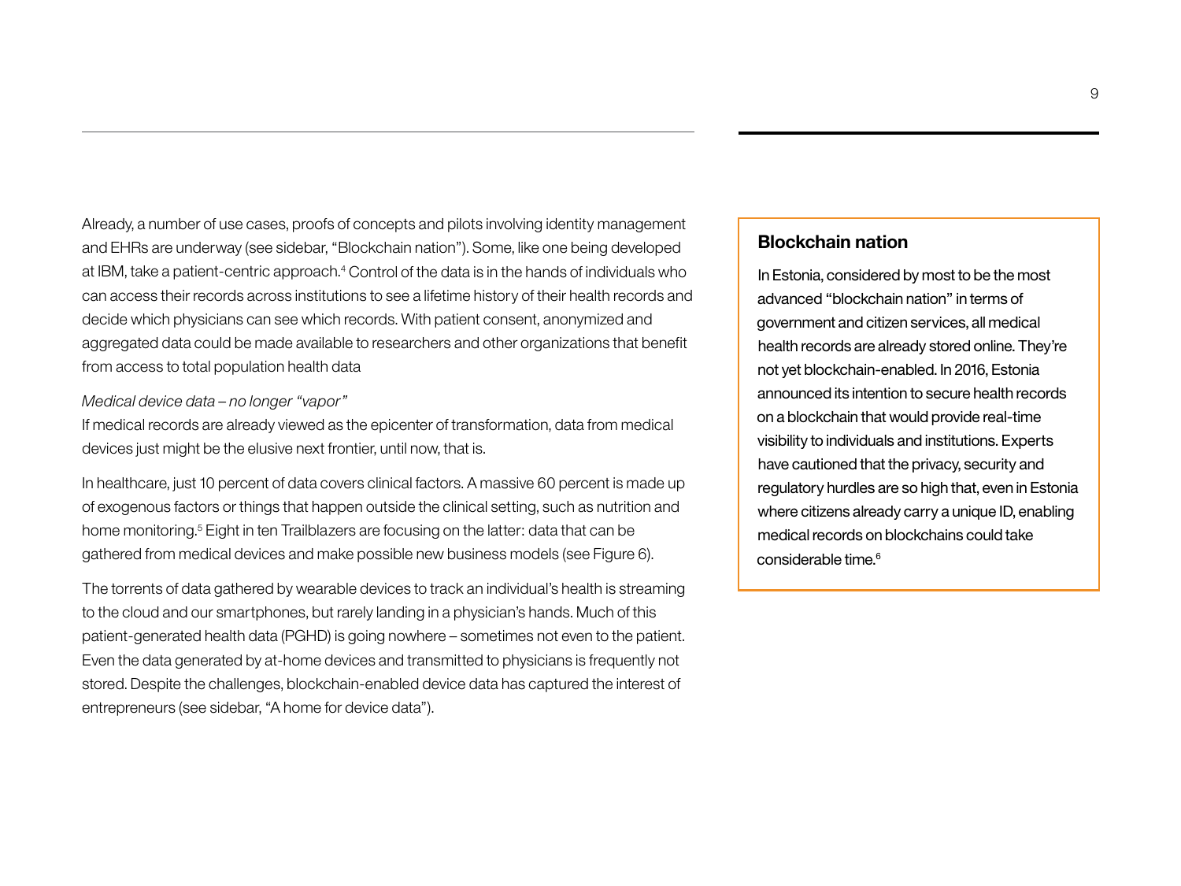Already, a number of use cases, proofs of concepts and pilots involving identity management and EHRs are underway (see sidebar, "Blockchain nation"). Some, like one being developed at IBM, take a patient-centric approach.[4] Control of the data is in the hands of individuals who can access their records across institutions to see a lifetime history of their health records and decide which physicians can see which records. With patient consent, anonymized and aggregated data could be made available to researchers and other organizations that benefit from access to total population health data

*Medical device data – no longer "vapor"*

If medical records are already viewed as the epicenter of transformation, data from medical devices just might be the elusive next frontier, until now, that is.

In healthcare, just 10 percent of data covers clinical factors. A massive 60 percent is made up of exogenous factors or things that happen outside the clinical setting, such as nutrition and home monitoring.[5] Eight in ten Trailblazers are focusing on the latter: data that can be gathered from medical devices and make possible new business models (see Figure 6).

The torrents of data gathered by wearable devices to track an individual's health is streaming to the cloud and our smartphones, but rarely landing in a physician's hands. Much of this patient-generated health data (PGHD) is going nowhere – sometimes not even to the patient. Even the data generated by at-home devices and transmitted to physicians is frequently not stored. Despite the challenges, blockchain-enabled device data has captured the interest of entrepreneurs (see sidebar, "A home for device data").

## Blockchain nation

In Estonia, considered by most to be the most advanced "blockchain nation" in terms of government and citizen services, all medical health records are already stored online. They're not yet blockchain-enabled. In 2016, Estonia announced its intention to secure health records on a blockchain that would provide real-time visibility to individuals and institutions. Experts have cautioned that the privacy, security and regulatory hurdles are so high that, even in Estonia where citizens already carry a unique ID, enabling medical records on blockchains could take considerable time.[6]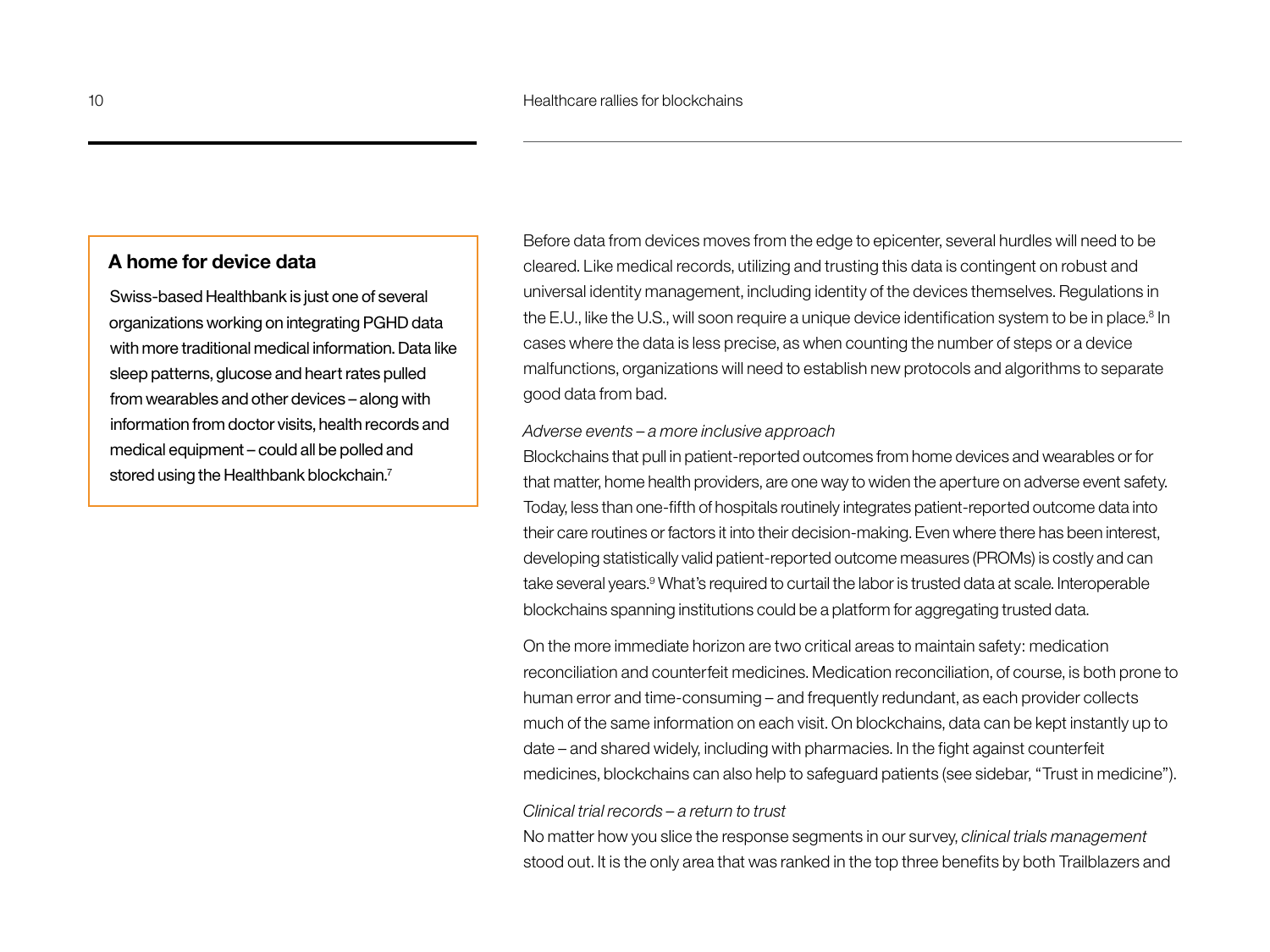## A home for device data

Swiss-based Healthbank is just one of several organizations working on integrating PGHD data with more traditional medical information. Data like sleep patterns, glucose and heart rates pulled from wearables and other devices – along with information from doctor visits, health records and medical equipment – could all be polled and stored using the Healthbank blockchain.[7]

Before data from devices moves from the edge to epicenter, several hurdles will need to be cleared. Like medical records, utilizing and trusting this data is contingent on robust and universal identity management, including identity of the devices themselves. Regulations in the E.U., like the U.S., will soon require a unique device identification system to be in place.[8] In cases where the data is less precise, as when counting the number of steps or a device malfunctions, organizations will need to establish new protocols and algorithms to separate good data from bad.

*Adverse events – a more inclusive approach*

Blockchains that pull in patient-reported outcomes from home devices and wearables or for that matter, home health providers, are one way to widen the aperture on adverse event safety. Today, less than one-fifth of hospitals routinely integrates patient-reported outcome data into their care routines or factors it into their decision-making. Even where there has been interest, developing statistically valid patient-reported outcome measures (PROMs) is costly and can take several years.[9] What's required to curtail the labor is trusted data at scale. Interoperable blockchains spanning institutions could be a platform for aggregating trusted data.

On the more immediate horizon are two critical areas to maintain safety: medication reconciliation and counterfeit medicines. Medication reconciliation, of course, is both prone to human error and time-consuming – and frequently redundant, as each provider collects much of the same information on each visit. On blockchains, data can be kept instantly up to date – and shared widely, including with pharmacies. In the fight against counterfeit medicines, blockchains can also help to safeguard patients (see sidebar, "Trust in medicine").

*Clinical trial records – a return to trust*

No matter how you slice the response segments in our survey, *clinical trials management* stood out. It is the only area that was ranked in the top three benefits by both Trailblazers and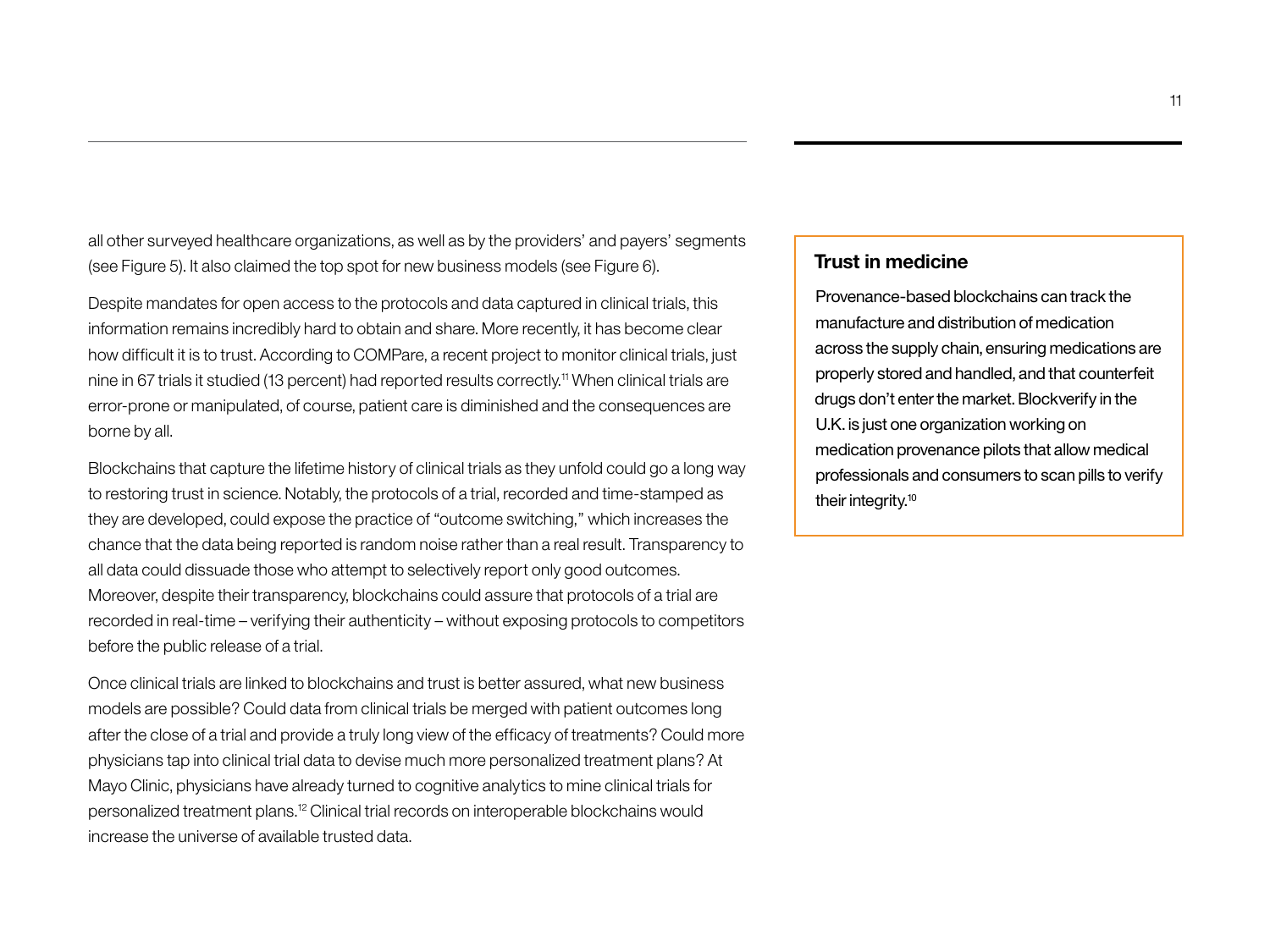all other surveyed healthcare organizations, as well as by the providers' and payers' segments (see Figure 5). It also claimed the top spot for new business models (see Figure 6).

Despite mandates for open access to the protocols and data captured in clinical trials, this information remains incredibly hard to obtain and share. More recently, it has become clear how difficult it is to trust. According to COMPare, a recent project to monitor clinical trials, just nine in 67 trials it studied (13 percent) had reported results correctly.[11] When clinical trials are error-prone or manipulated, of course, patient care is diminished and the consequences are borne by all.

Blockchains that capture the lifetime history of clinical trials as they unfold could go a long way to restoring trust in science. Notably, the protocols of a trial, recorded and time-stamped as they are developed, could expose the practice of "outcome switching," which increases the chance that the data being reported is random noise rather than a real result. Transparency to all data could dissuade those who attempt to selectively report only good outcomes. Moreover, despite their transparency, blockchains could assure that protocols of a trial are recorded in real-time – verifying their authenticity – without exposing protocols to competitors before the public release of a trial.

Once clinical trials are linked to blockchains and trust is better assured, what new business models are possible? Could data from clinical trials be merged with patient outcomes long after the close of a trial and provide a truly long view of the efficacy of treatments? Could more physicians tap into clinical trial data to devise much more personalized treatment plans? At Mayo Clinic, physicians have already turned to cognitive analytics to mine clinical trials for personalized treatment plans.[12] Clinical trial records on interoperable blockchains would increase the universe of available trusted data.

### Trust in medicine

Provenance-based blockchains can track the manufacture and distribution of medication across the supply chain, ensuring medications are properly stored and handled, and that counterfeit drugs don't enter the market. Blockverify in the U.K. is just one organization working on medication provenance pilots that allow medical professionals and consumers to scan pills to verify their integrity.[10]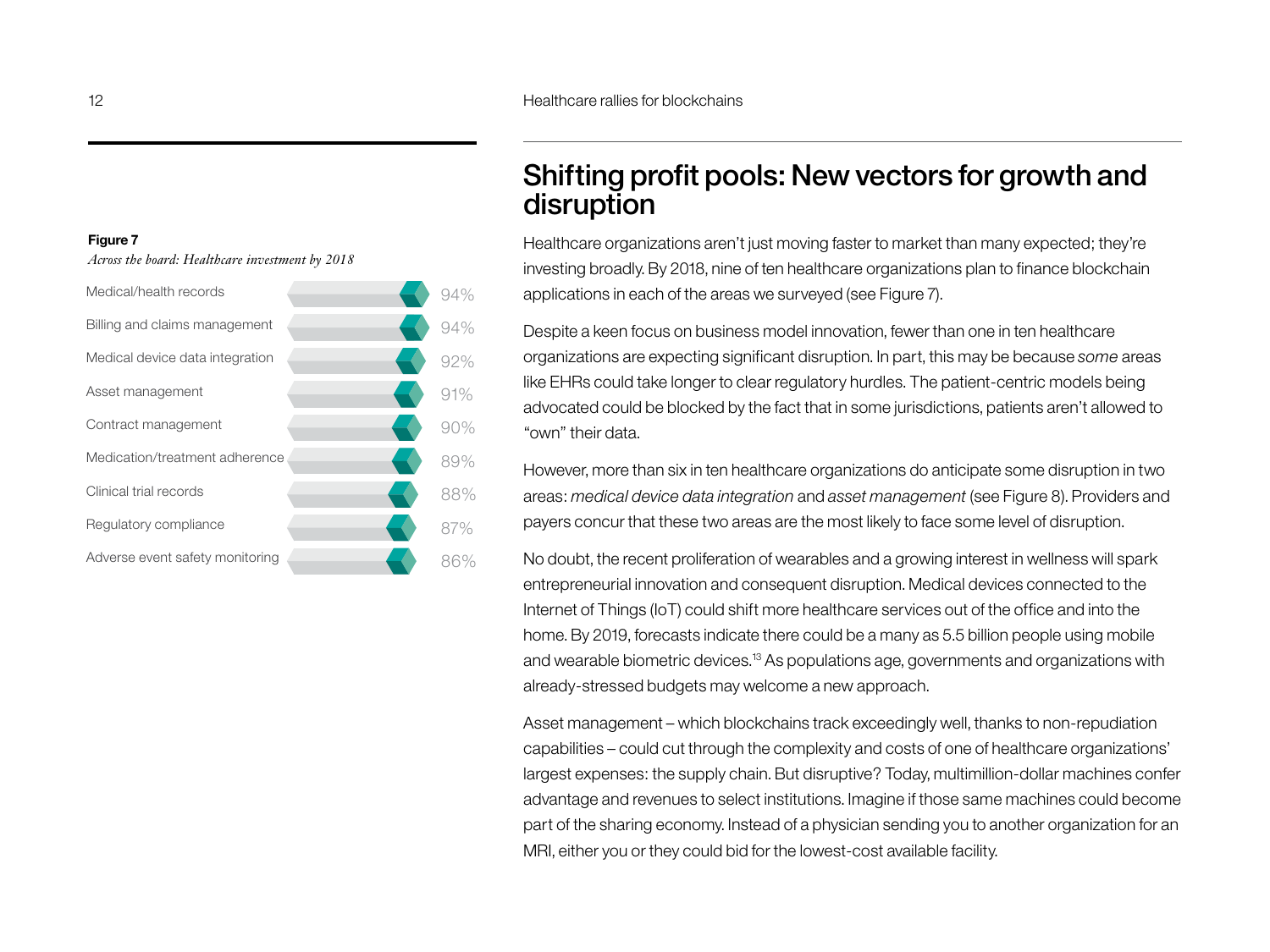**Figure 7**

*Across the board: Healthcare investment by 2018*

| Area | Percentage |
| --- | --- |
| Medical/health records | 94% |
| Billing and claims management | 94% |
| Medical device data integration | 92% |
| Asset management | 91% |
| Contract management | 90% |
| Medication/treatment adherence | 89% |
| Clinical trial records | 88% |
| Regulatory compliance | 87% |
| Adverse event safety monitoring | 86% |

## Shifting profit pools: New vectors for growth and disruption

Healthcare organizations aren't just moving faster to market than many expected; they're investing broadly. By 2018, nine of ten healthcare organizations plan to finance blockchain applications in each of the areas we surveyed (see Figure 7).

Despite a keen focus on business model innovation, fewer than one in ten healthcare organizations are expecting significant disruption. In part, this may be because *some* areas like EHRs could take longer to clear regulatory hurdles. The patient-centric models being advocated could be blocked by the fact that in some jurisdictions, patients aren't allowed to "own" their data.

However, more than six in ten healthcare organizations do anticipate some disruption in two areas: *medical device data integration* and *asset management* (see Figure 8). Providers and payers concur that these two areas are the most likely to face some level of disruption.

No doubt, the recent proliferation of wearables and a growing interest in wellness will spark entrepreneurial innovation and consequent disruption. Medical devices connected to the Internet of Things (IoT) could shift more healthcare services out of the office and into the home. By 2019, forecasts indicate there could be a many as 5.5 billion people using mobile and wearable biometric devices.[13] As populations age, governments and organizations with already-stressed budgets may welcome a new approach.

Asset management – which blockchains track exceedingly well, thanks to non-repudiation capabilities – could cut through the complexity and costs of one of healthcare organizations' largest expenses: the supply chain. But disruptive? Today, multimillion-dollar machines confer advantage and revenues to select institutions. Imagine if those same machines could become part of the sharing economy. Instead of a physician sending you to another organization for an MRI, either you or they could bid for the lowest-cost available facility.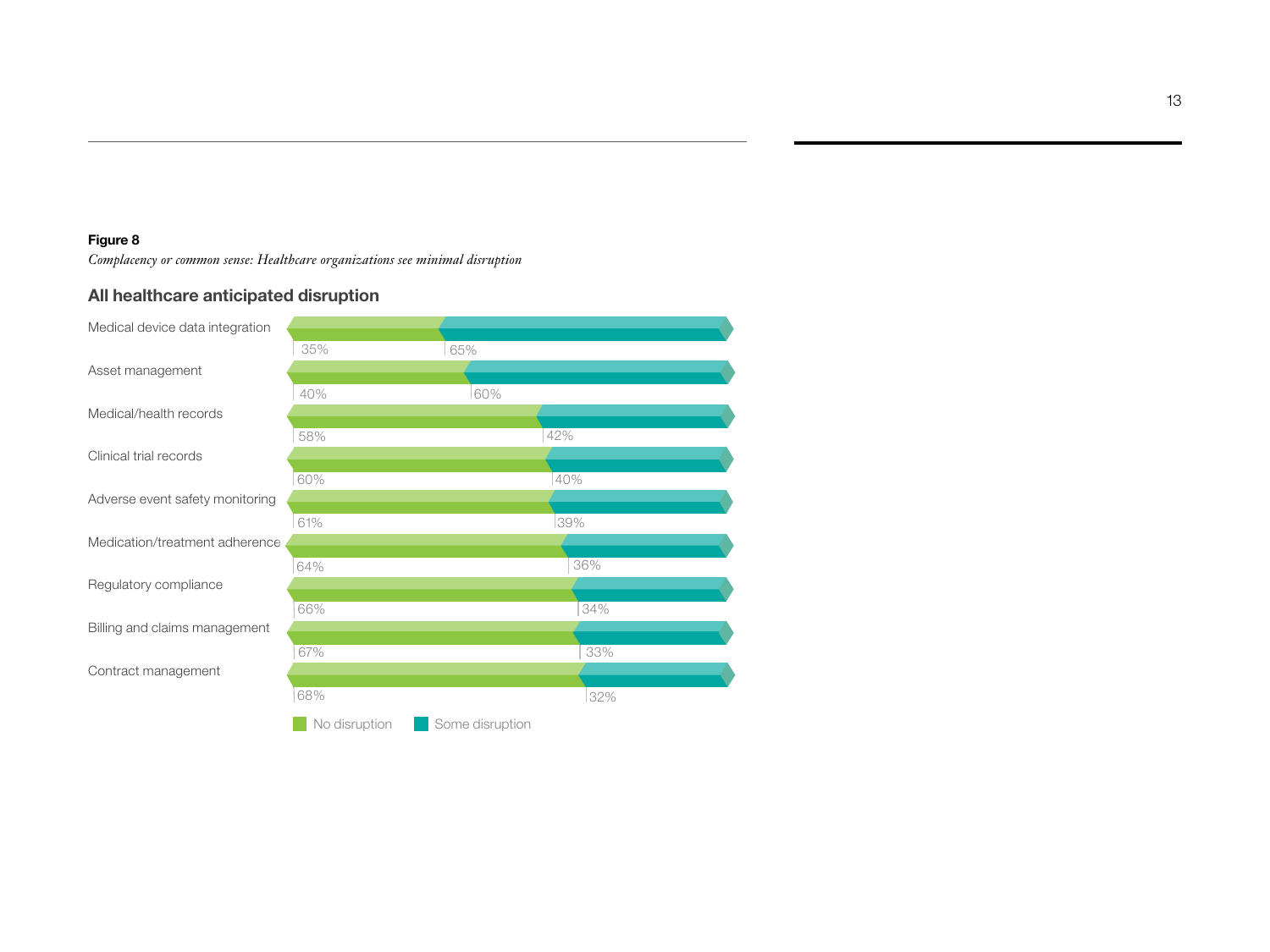**Figure 8**

*Complacency or common sense: Healthcare organizations see minimal disruption*

### All healthcare anticipated disruption

| | No disruption | Some disruption |
|---|---|---|
| Medical device data integration | 35% | 65% |
| Asset management | 40% | 60% |
| Medical/health records | 58% | 42% |
| Clinical trial records | 60% | 40% |
| Adverse event safety monitoring | 61% | 39% |
| Medication/treatment adherence | 64% | 36% |
| Regulatory compliance | 66% | 34% |
| Billing and claims management | 67% | 33% |
| Contract management | 68% | 32% |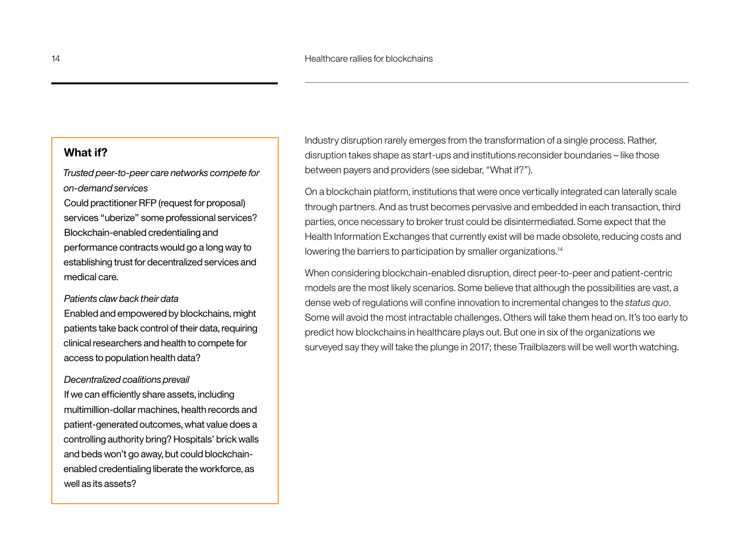Industry disruption rarely emerges from the transformation of a single process. Rather, disruption takes shape as start-ups and institutions reconsider boundaries – like those between payers and providers (see sidebar, "What if?").

On a blockchain platform, institutions that were once vertically integrated can laterally scale through partners. And as trust becomes pervasive and embedded in each transaction, third parties, once necessary to broker trust could be disintermediated. Some expect that the Health Information Exchanges that currently exist will be made obsolete, reducing costs and lowering the barriers to participation by smaller organizations.[14]

When considering blockchain-enabled disruption, direct peer-to-peer and patient-centric models are the most likely scenarios. Some believe that although the possibilities are vast, a dense web of regulations will confine innovation to incremental changes to the *status quo*. Some will avoid the most intractable challenges. Others will take them head on. It's too early to predict how blockchains in healthcare plays out. But one in six of the organizations we surveyed say they will take the plunge in 2017; these Trailblazers will be well worth watching.

## What if?

*Trusted peer-to-peer care networks compete for on-demand services*

Could practitioner RFP (request for proposal) services "uberize" some professional services? Blockchain-enabled credentialing and performance contracts would go a long way to establishing trust for decentralized services and medical care.

*Patients claw back their data*

Enabled and empowered by blockchains, might patients take back control of their data, requiring clinical researchers and health to compete for access to population health data?

*Decentralized coalitions prevail*

If we can efficiently share assets, including multimillion-dollar machines, health records and patient-generated outcomes, what value does a controlling authority bring? Hospitals' brick walls and beds won't go away, but could blockchain-enabled credentialing liberate the workforce, as well as its assets?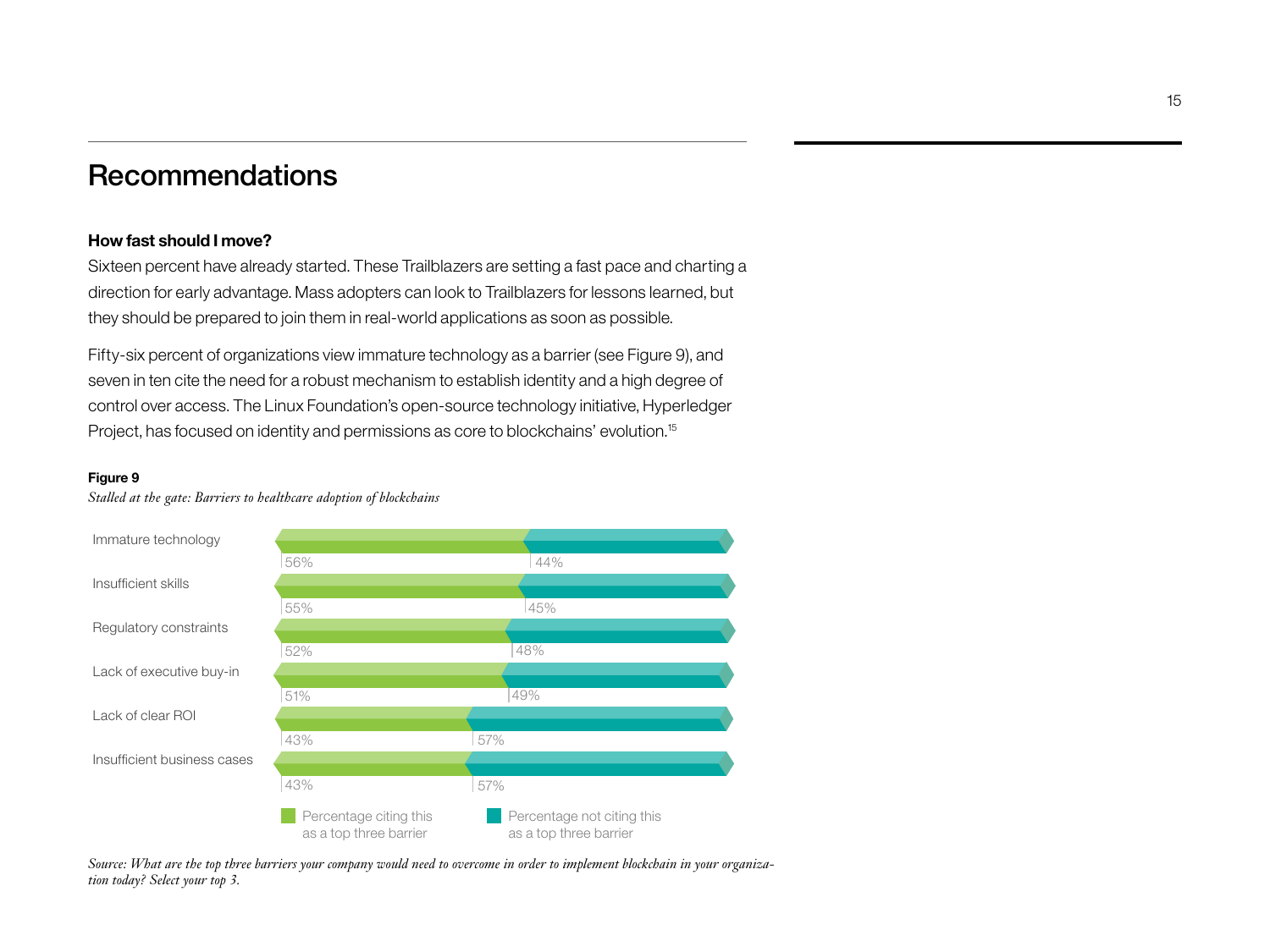## Recommendations

**How fast should I move?**

Sixteen percent have already started. These Trailblazers are setting a fast pace and charting a direction for early advantage. Mass adopters can look to Trailblazers for lessons learned, but they should be prepared to join them in real-world applications as soon as possible.

Fifty-six percent of organizations view immature technology as a barrier (see Figure 9), and seven in ten cite the need for a robust mechanism to establish identity and a high degree of control over access. The Linux Foundation's open-source technology initiative, Hyperledger Project, has focused on identity and permissions as core to blockchains' evolution.[15]

**Figure 9**

*Stalled at the gate: Barriers to healthcare adoption of blockchains*

| Barrier | Percentage citing this as a top three barrier | Percentage not citing this as a top three barrier |
|---|---|---|
| Immature technology | 56% | 44% |
| Insufficient skills | 55% | 45% |
| Regulatory constraints | 52% | 48% |
| Lack of executive buy-in | 51% | 49% |
| Lack of clear ROI | 43% | 57% |
| Insufficient business cases | 43% | 57% |

*Source: What are the top three barriers your company would need to overcome in order to implement blockchain in your organization today? Select your top 3.*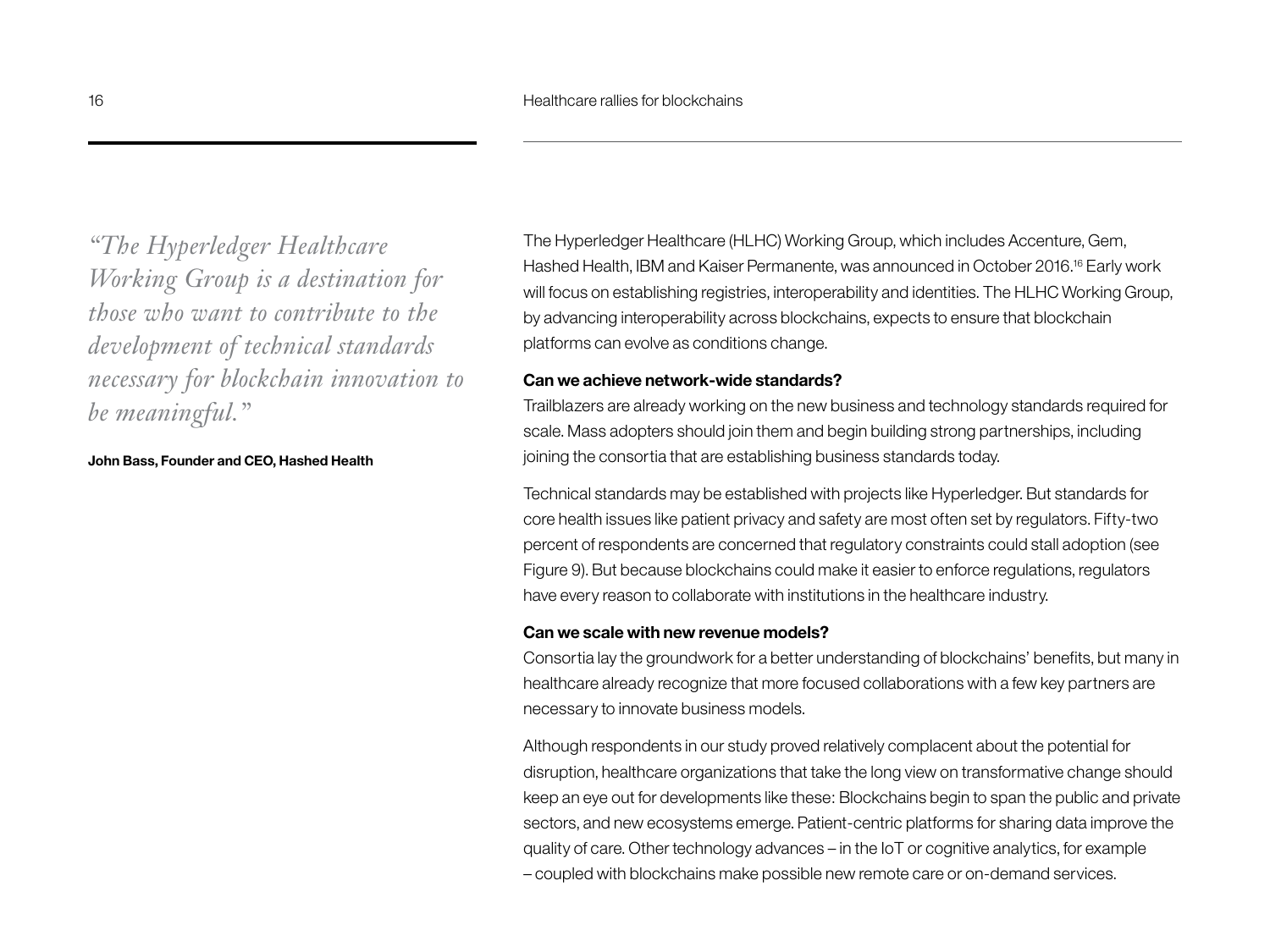*"The Hyperledger Healthcare Working Group is a destination for those who want to contribute to the development of technical standards necessary for blockchain innovation to be meaningful."*

**John Bass, Founder and CEO, Hashed Health**

The Hyperledger Healthcare (HLHC) Working Group, which includes Accenture, Gem, Hashed Health, IBM and Kaiser Permanente, was announced in October 2016.[16] Early work will focus on establishing registries, interoperability and identities. The HLHC Working Group, by advancing interoperability across blockchains, expects to ensure that blockchain platforms can evolve as conditions change.

**Can we achieve network-wide standards?**

Trailblazers are already working on the new business and technology standards required for scale. Mass adopters should join them and begin building strong partnerships, including joining the consortia that are establishing business standards today.

Technical standards may be established with projects like Hyperledger. But standards for core health issues like patient privacy and safety are most often set by regulators. Fifty-two percent of respondents are concerned that regulatory constraints could stall adoption (see Figure 9). But because blockchains could make it easier to enforce regulations, regulators have every reason to collaborate with institutions in the healthcare industry.

**Can we scale with new revenue models?**

Consortia lay the groundwork for a better understanding of blockchains' benefits, but many in healthcare already recognize that more focused collaborations with a few key partners are necessary to innovate business models.

Although respondents in our study proved relatively complacent about the potential for disruption, healthcare organizations that take the long view on transformative change should keep an eye out for developments like these: Blockchains begin to span the public and private sectors, and new ecosystems emerge. Patient-centric platforms for sharing data improve the quality of care. Other technology advances – in the IoT or cognitive analytics, for example – coupled with blockchains make possible new remote care or on-demand services.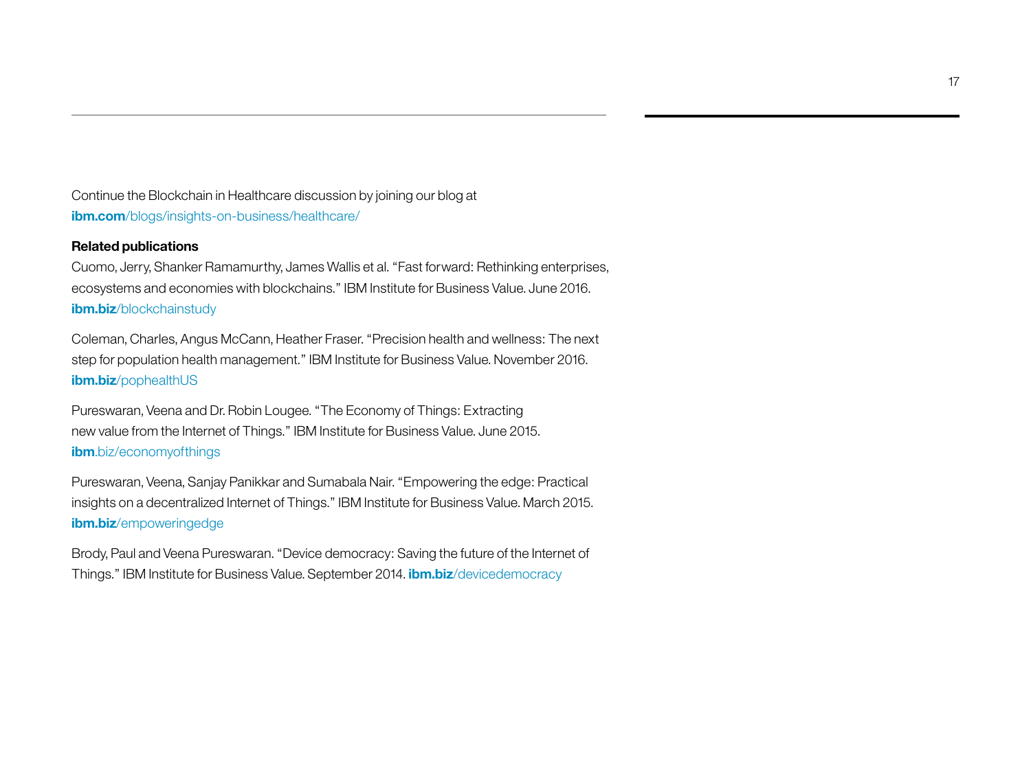Continue the Blockchain in Healthcare discussion by joining our blog at **ibm.com**/blogs/insights-on-business/healthcare/

**Related publications**

Cuomo, Jerry, Shanker Ramamurthy, James Wallis et al. "Fast forward: Rethinking enterprises, ecosystems and economies with blockchains." IBM Institute for Business Value. June 2016. **ibm.biz**/blockchainstudy

Coleman, Charles, Angus McCann, Heather Fraser. "Precision health and wellness: The next step for population health management." IBM Institute for Business Value. November 2016. **ibm.biz**/pophealthUS

Pureswaran, Veena and Dr. Robin Lougee. "The Economy of Things: Extracting new value from the Internet of Things." IBM Institute for Business Value. June 2015. **ibm**.biz/economyofthings

Pureswaran, Veena, Sanjay Panikkar and Sumabala Nair. "Empowering the edge: Practical insights on a decentralized Internet of Things." IBM Institute for Business Value. March 2015. **ibm.biz**/empoweringedge

Brody, Paul and Veena Pureswaran. "Device democracy: Saving the future of the Internet of Things." IBM Institute for Business Value. September 2014. **ibm.biz**/devicedemocracy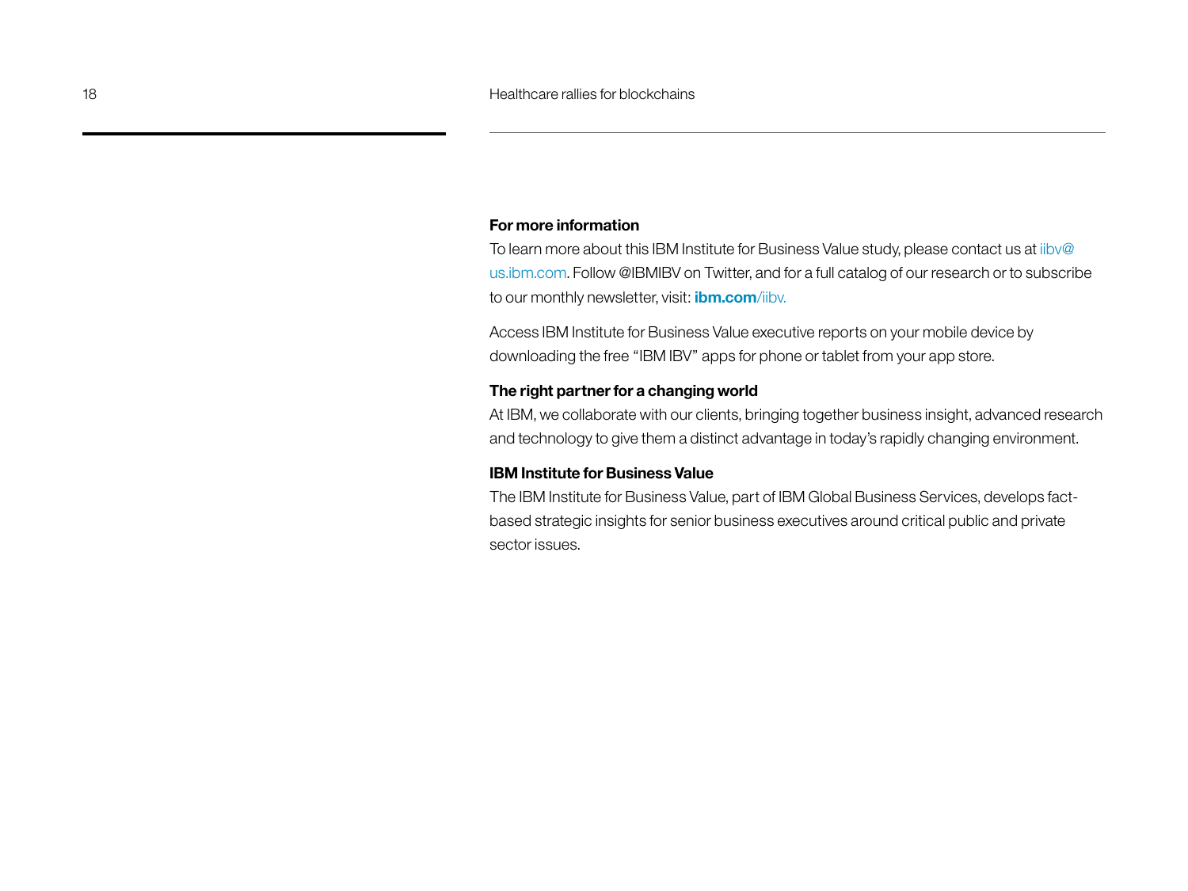**For more information**

To learn more about this IBM Institute for Business Value study, please contact us at iibv@us.ibm.com. Follow @IBMIBV on Twitter, and for a full catalog of our research or to subscribe to our monthly newsletter, visit: **ibm.com**/iibv.

Access IBM Institute for Business Value executive reports on your mobile device by downloading the free "IBM IBV" apps for phone or tablet from your app store.

**The right partner for a changing world**

At IBM, we collaborate with our clients, bringing together business insight, advanced research and technology to give them a distinct advantage in today's rapidly changing environment.

**IBM Institute for Business Value**

The IBM Institute for Business Value, part of IBM Global Business Services, develops fact-based strategic insights for senior business executives around critical public and private sector issues.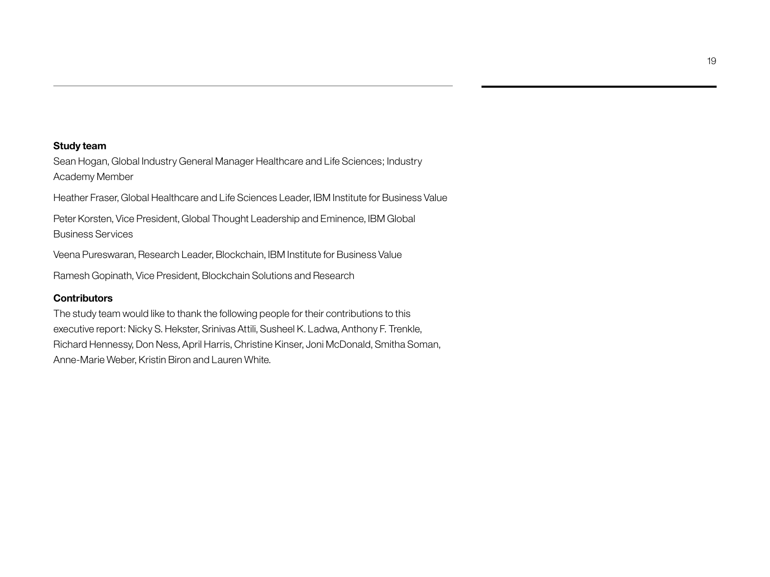**Study team**

Sean Hogan, Global Industry General Manager Healthcare and Life Sciences; Industry Academy Member

Heather Fraser, Global Healthcare and Life Sciences Leader, IBM Institute for Business Value

Peter Korsten, Vice President, Global Thought Leadership and Eminence, IBM Global Business Services

Veena Pureswaran, Research Leader, Blockchain, IBM Institute for Business Value

Ramesh Gopinath, Vice President, Blockchain Solutions and Research

**Contributors**

The study team would like to thank the following people for their contributions to this executive report: Nicky S. Hekster, Srinivas Attili, Susheel K. Ladwa, Anthony F. Trenkle, Richard Hennessy, Don Ness, April Harris, Christine Kinser, Joni McDonald, Smitha Soman, Anne-Marie Weber, Kristin Biron and Lauren White.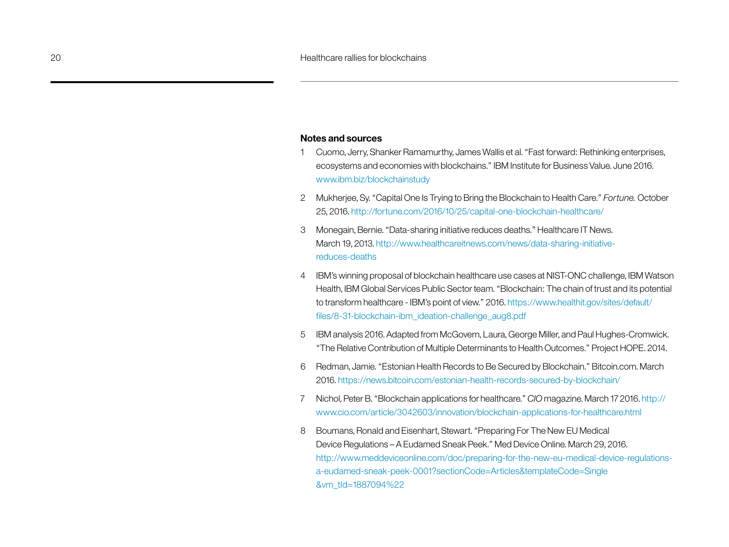## Notes and sources

1. Cuomo, Jerry, Shanker Ramamurthy, James Wallis et al. "Fast forward: Rethinking enterprises, ecosystems and economies with blockchains." IBM Institute for Business Value. June 2016. www.ibm.biz/blockchainstudy

2. Mukherjee, Sy. "Capital One Is Trying to Bring the Blockchain to Health Care." *Fortune.* October 25, 2016. http://fortune.com/2016/10/25/capital-one-blockchain-healthcare/

3. Monegain, Bernie. "Data-sharing initiative reduces deaths." Healthcare IT News. March 19, 2013. http://www.healthcareitnews.com/news/data-sharing-initiative-reduces-deaths

4. IBM's winning proposal of blockchain healthcare use cases at NIST-ONC challenge, IBM Watson Health, IBM Global Services Public Sector team. "Blockchain: The chain of trust and its potential to transform healthcare - IBM's point of view." 2016. https://www.healthit.gov/sites/default/files/8-31-blockchain-ibm_ideation-challenge_aug8.pdf

5. IBM analysis 2016. Adapted from McGovern, Laura, George Miller, and Paul Hughes-Cromwick. "The Relative Contribution of Multiple Determinants to Health Outcomes." Project HOPE. 2014.

6. Redman, Jamie. "Estonian Health Records to Be Secured by Blockchain." Bitcoin.com. March 2016. https://news.bitcoin.com/estonian-health-records-secured-by-blockchain/

7. Nichol, Peter B. "Blockchain applications for healthcare." *CIO* magazine. March 17 2016. http://www.cio.com/article/3042603/innovation/blockchain-applications-for-healthcare.html

8. Boumans, Ronald and Eisenhart, Stewart. "Preparing For The New EU Medical Device Regulations – A Eudamed Sneak Peek." Med Device Online. March 29, 2016. http://www.meddeviceonline.com/doc/preparing-for-the-new-eu-medical-device-regulations-a-eudamed-sneak-peek-0001?sectionCode=Articles&templateCode=Single&vm_tId=1887094%22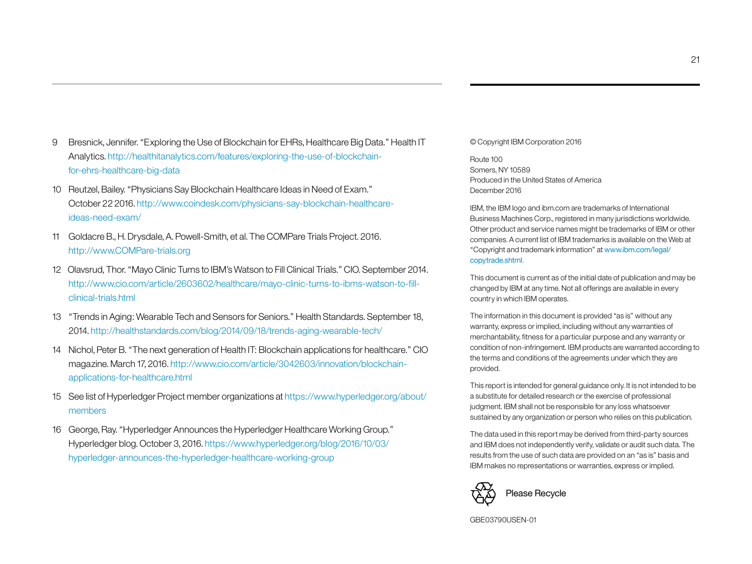9 Bresnick, Jennifer. "Exploring the Use of Blockchain for EHRs, Healthcare Big Data." Health IT Analytics. http://healthitanalytics.com/features/exploring-the-use-of-blockchain-for-ehrs-healthcare-big-data

10 Reutzel, Bailey. "Physicians Say Blockchain Healthcare Ideas in Need of Exam." October 22 2016. http://www.coindesk.com/physicians-say-blockchain-healthcare-ideas-need-exam/

11 Goldacre B., H. Drysdale, A. Powell-Smith, et al. The COMPare Trials Project. 2016. http://www.COMPare-trials.org

12 Olavsrud, Thor. "Mayo Clinic Turns to IBM's Watson to Fill Clinical Trials." CIO. September 2014. http://www.cio.com/article/2603602/healthcare/mayo-clinic-turns-to-ibms-watson-to-fill-clinical-trials.html

13 "Trends in Aging: Wearable Tech and Sensors for Seniors." Health Standards. September 18, 2014. http://healthstandards.com/blog/2014/09/18/trends-aging-wearable-tech/

14 Nichol, Peter B. "The next generation of Health IT: Blockchain applications for healthcare." CIO magazine. March 17, 2016. http://www.cio.com/article/3042603/innovation/blockchain-applications-for-healthcare.html

15 See list of Hyperledger Project member organizations at https://www.hyperledger.org/about/members

16 George, Ray. "Hyperledger Announces the Hyperledger Healthcare Working Group." Hyperledger blog. October 3, 2016. https://www.hyperledger.org/blog/2016/10/03/hyperledger-announces-the-hyperledger-healthcare-working-group

© Copyright IBM Corporation 2016

Route 100
Somers, NY 10589
Produced in the United States of America
December 2016

IBM, the IBM logo and ibm.com are trademarks of International Business Machines Corp., registered in many jurisdictions worldwide. Other product and service names might be trademarks of IBM or other companies. A current list of IBM trademarks is available on the Web at "Copyright and trademark information" at www.ibm.com/legal/copytrade.shtml.

This document is current as of the initial date of publication and may be changed by IBM at any time. Not all offerings are available in every country in which IBM operates.

The information in this document is provided "as is" without any warranty, express or implied, including without any warranties of merchantability, fitness for a particular purpose and any warranty or condition of non-infringement. IBM products are warranted according to the terms and conditions of the agreements under which they are provided.

This report is intended for general guidance only. It is not intended to be a substitute for detailed research or the exercise of professional judgment. IBM shall not be responsible for any loss whatsoever sustained by any organization or person who relies on this publication.

The data used in this report may be derived from third-party sources and IBM does not independently verify, validate or audit such data. The results from the use of such data are provided on an "as is" basis and IBM makes no representations or warranties, express or implied.

Please Recycle

GBE03790USEN-01